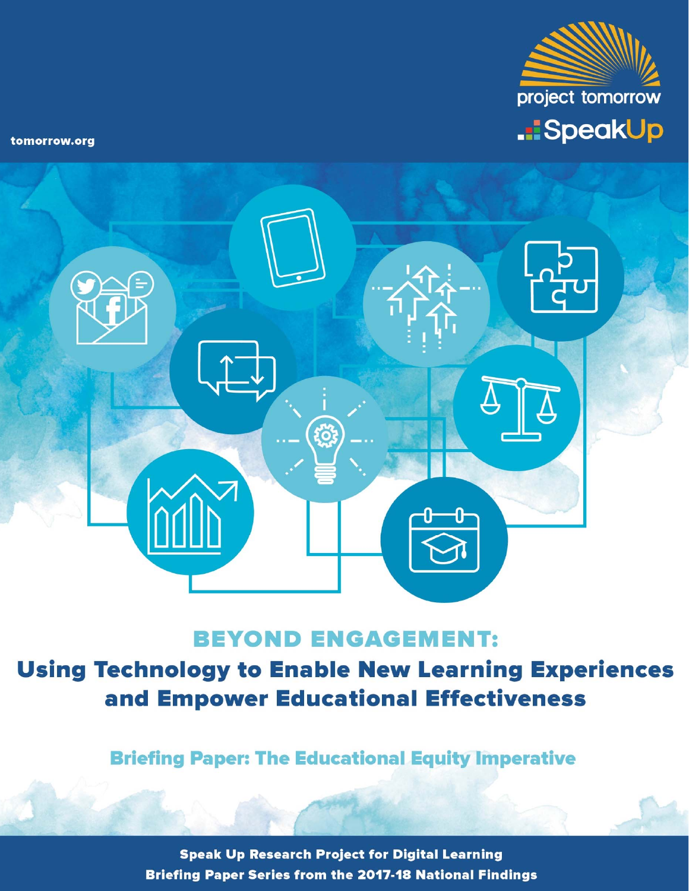tomorrow.org

project tomorrow

SpeakUp

# BEYOND ENGAGEMENT:

## Using Technology to Enable New Learning Experiences and Empower Educational Effectiveness

### Briefing Paper: The Educational Equity Imperative

**Speak Up Research Project for Digital Learning**

**Briefing Paper Series from the 2017-18 National Findings**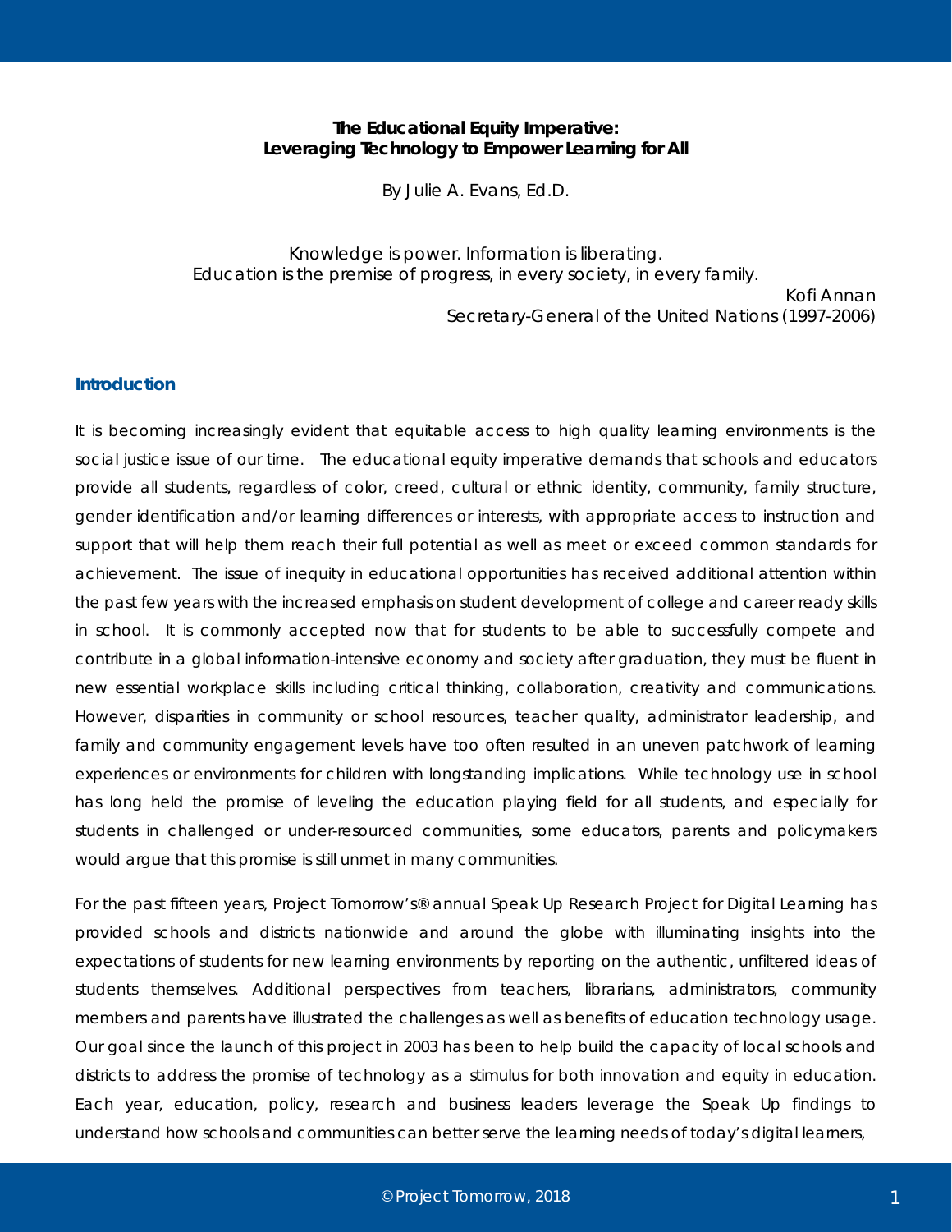**The Educational Equity Imperative:**
**Leveraging Technology to Empower Learning for All**

By Julie A. Evans, Ed.D.

Knowledge is power. Information is liberating.
Education is the premise of progress, in every society, in every family.

Kofi Annan
Secretary-General of the United Nations (1997-2006)

## Introduction

It is becoming increasingly evident that equitable access to high quality learning environments is the social justice issue of our time. The educational equity imperative demands that schools and educators provide all students, regardless of color, creed, cultural or ethnic identity, community, family structure, gender identification and/or learning differences or interests, with appropriate access to instruction and support that will help them reach their full potential as well as meet or exceed common standards for achievement. The issue of inequity in educational opportunities has received additional attention within the past few years with the increased emphasis on student development of college and career ready skills in school. It is commonly accepted now that for students to be able to successfully compete and contribute in a global information-intensive economy and society after graduation, they must be fluent in new essential workplace skills including critical thinking, collaboration, creativity and communications. However, disparities in community or school resources, teacher quality, administrator leadership, and family and community engagement levels have too often resulted in an uneven patchwork of learning experiences or environments for children with longstanding implications. While technology use in school has long held the promise of leveling the education playing field for all students, and especially for students in challenged or under-resourced communities, some educators, parents and policymakers would argue that this promise is still unmet in many communities.

For the past fifteen years, Project Tomorrow's® annual Speak Up Research Project for Digital Learning has provided schools and districts nationwide and around the globe with illuminating insights into the expectations of students for new learning environments by reporting on the authentic, unfiltered ideas of students themselves. Additional perspectives from teachers, librarians, administrators, community members and parents have illustrated the challenges as well as benefits of education technology usage. Our goal since the launch of this project in 2003 has been to help build the capacity of local schools and districts to address the promise of technology as a stimulus for both innovation and equity in education. Each year, education, policy, research and business leaders leverage the Speak Up findings to understand how schools and communities can better serve the learning needs of today's digital learners,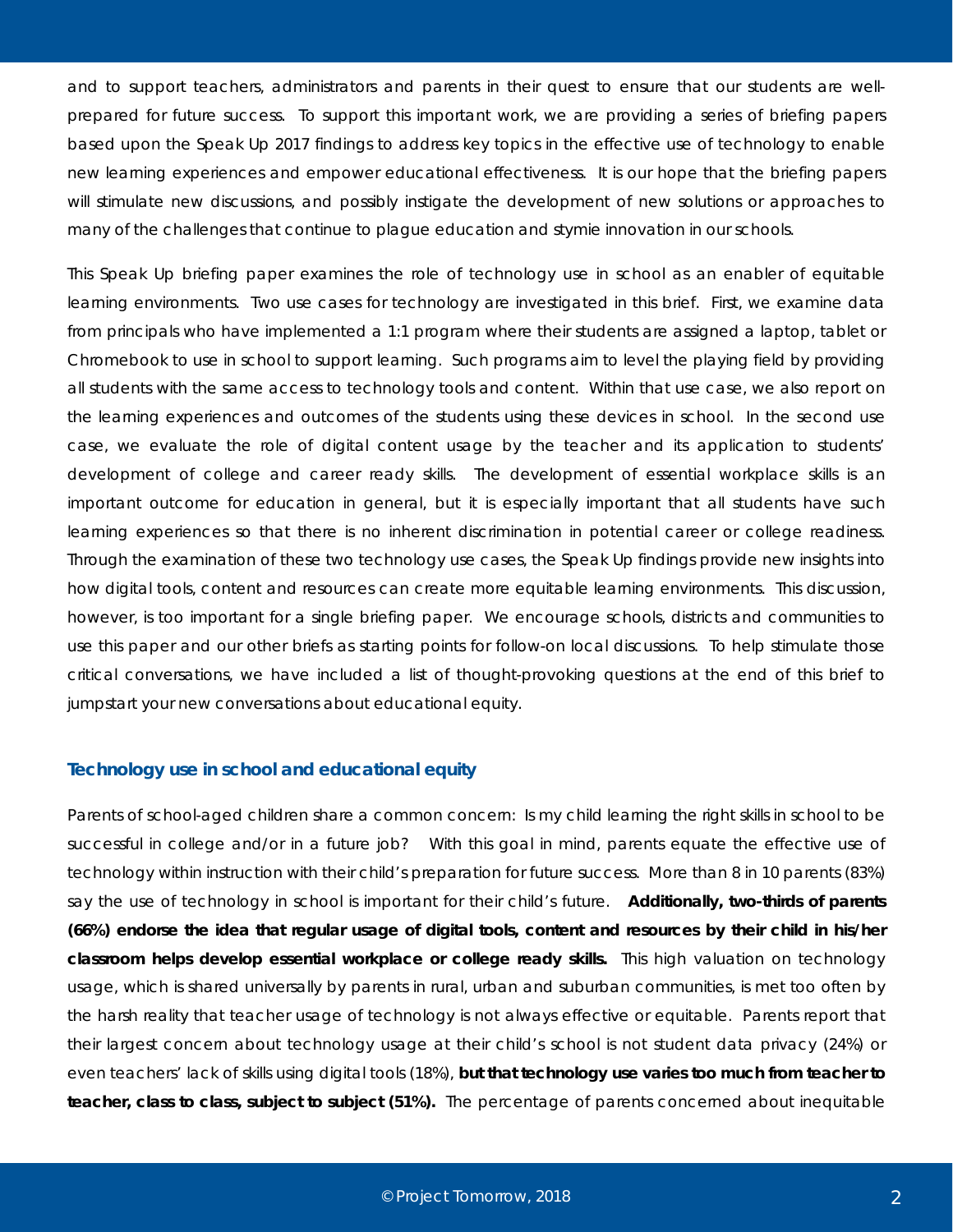and to support teachers, administrators and parents in their quest to ensure that our students are well-prepared for future success. To support this important work, we are providing a series of briefing papers based upon the Speak Up 2017 findings to address key topics in the effective use of technology to enable new learning experiences and empower educational effectiveness. It is our hope that the briefing papers will stimulate new discussions, and possibly instigate the development of new solutions or approaches to many of the challenges that continue to plague education and stymie innovation in our schools.

This Speak Up briefing paper examines the role of technology use in school as an enabler of equitable learning environments. Two use cases for technology are investigated in this brief. First, we examine data from principals who have implemented a 1:1 program where their students are assigned a laptop, tablet or Chromebook to use in school to support learning. Such programs aim to level the playing field by providing all students with the same access to technology tools and content. Within that use case, we also report on the learning experiences and outcomes of the students using these devices in school. In the second use case, we evaluate the role of digital content usage by the teacher and its application to students' development of college and career ready skills. The development of essential workplace skills is an important outcome for education in general, but it is especially important that all students have such learning experiences so that there is no inherent discrimination in potential career or college readiness. Through the examination of these two technology use cases, the Speak Up findings provide new insights into how digital tools, content and resources can create more equitable learning environments. This discussion, however, is too important for a single briefing paper. We encourage schools, districts and communities to use this paper and our other briefs as starting points for follow-on local discussions. To help stimulate those critical conversations, we have included a list of thought-provoking questions at the end of this brief to jumpstart your new conversations about educational equity.

### Technology use in school and educational equity

Parents of school-aged children share a common concern: Is my child learning the right skills in school to be successful in college and/or in a future job? With this goal in mind, parents equate the effective use of technology within instruction with their child's preparation for future success. More than 8 in 10 parents (83%) say the use of technology in school is important for their child's future. **Additionally, two-thirds of parents (66%) endorse the idea that regular usage of digital tools, content and resources by their child in his/her classroom helps develop essential workplace or college ready skills.** This high valuation on technology usage, which is shared universally by parents in rural, urban and suburban communities, is met too often by the harsh reality that teacher usage of technology is not always effective or equitable. Parents report that their largest concern about technology usage at their child's school is not student data privacy (24%) or even teachers' lack of skills using digital tools (18%), **but that technology use varies too much from teacher to teacher, class to class, subject to subject (51%).** The percentage of parents concerned about inequitable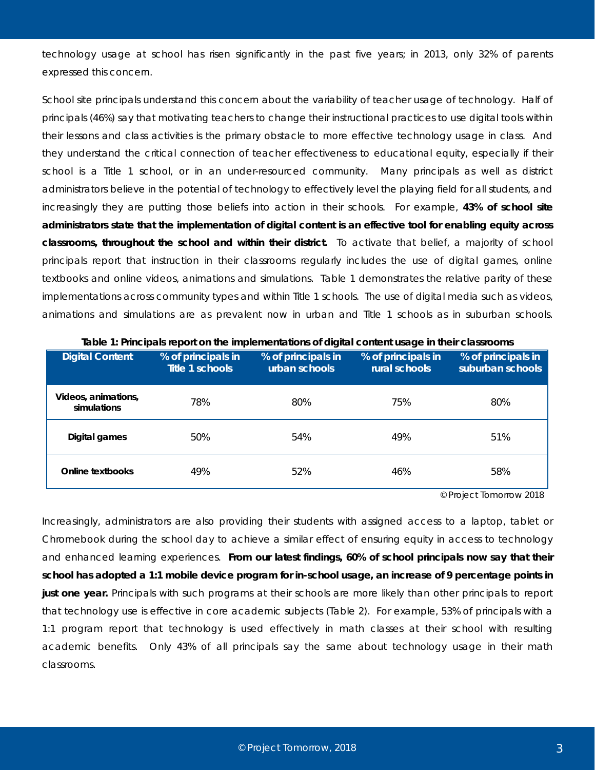technology usage at school has risen significantly in the past five years; in 2013, only 32% of parents expressed this concern.

School site principals understand this concern about the variability of teacher usage of technology. Half of principals (46%) say that motivating teachers to change their instructional practices to use digital tools within their lessons and class activities is the primary obstacle to more effective technology usage in class. And they understand the critical connection of teacher effectiveness to educational equity, especially if their school is a Title 1 school, or in an under-resourced community. Many principals as well as district administrators believe in the potential of technology to effectively level the playing field for all students, and increasingly they are putting those beliefs into action in their schools. For example, **43% of school site administrators state that the implementation of digital content is an effective tool for enabling equity across classrooms, throughout the school and within their district.** To activate that belief, a majority of school principals report that instruction in their classrooms regularly includes the use of digital games, online textbooks and online videos, animations and simulations. Table 1 demonstrates the relative parity of these implementations across community types and within Title 1 schools. The use of digital media such as videos, animations and simulations are as prevalent now in urban and Title 1 schools as in suburban schools.

**Table 1: Principals report on the implementations of digital content usage in their classrooms**

| Digital Content | % of principals in Title 1 schools | % of principals in urban schools | % of principals in rural schools | % of principals in suburban schools |
|---|---|---|---|---|
| Videos, animations, simulations | 78% | 80% | 75% | 80% |
| Digital games | 50% | 54% | 49% | 51% |
| Online textbooks | 49% | 52% | 46% | 58% |

© Project Tomorrow 2018

Increasingly, administrators are also providing their students with assigned access to a laptop, tablet or Chromebook during the school day to achieve a similar effect of ensuring equity in access to technology and enhanced learning experiences. **From our latest findings, 60% of school principals now say that their school has adopted a 1:1 mobile device program for in-school usage, an increase of 9 percentage points in just one year.** Principals with such programs at their schools are more likely than other principals to report that technology use is effective in core academic subjects (Table 2). For example, 53% of principals with a 1:1 program report that technology is used effectively in math classes at their school with resulting academic benefits. Only 43% of all principals say the same about technology usage in their math classrooms.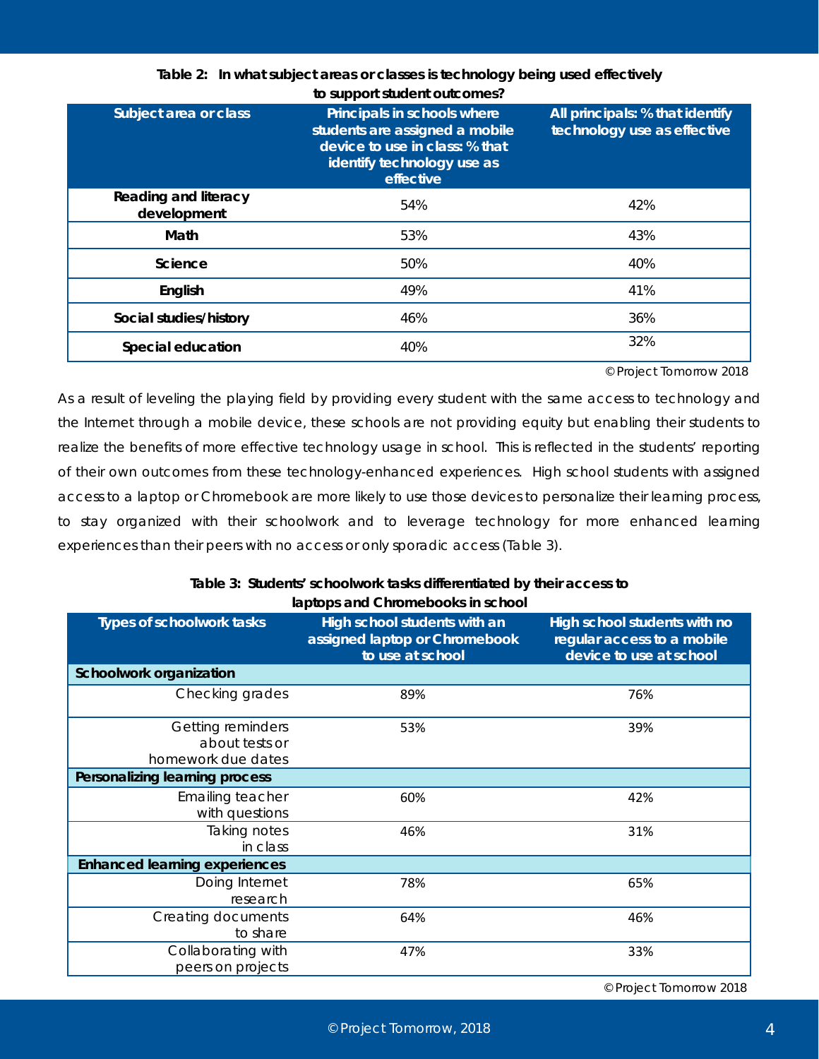**Table 2: In what subject areas or classes is technology being used effectively to support student outcomes?**

| Subject area or class | Principals in schools where students are assigned a mobile device to use in class: % that identify technology use as effective | All principals: % that identify technology use as effective |
|---|---|---|
| Reading and literacy development | 54% | 42% |
| Math | 53% | 43% |
| Science | 50% | 40% |
| English | 49% | 41% |
| Social studies/history | 46% | 36% |
| Special education | 40% | 32% |

© Project Tomorrow 2018

As a result of leveling the playing field by providing every student with the same access to technology and the Internet through a mobile device, these schools are not providing equity but enabling their students to realize the benefits of more effective technology usage in school. This is reflected in the students' reporting of their own outcomes from these technology-enhanced experiences. High school students with assigned access to a laptop or Chromebook are more likely to use those devices to personalize their learning process, to stay organized with their schoolwork and to leverage technology for more enhanced learning experiences than their peers with no access or only sporadic access (Table 3).

**Table 3: Students' schoolwork tasks differentiated by their access to laptops and Chromebooks in school**

| Types of schoolwork tasks | High school students with an assigned laptop or Chromebook to use at school | High school students with no regular access to a mobile device to use at school |
|---|---|---|
| **Schoolwork organization** | | |
| Checking grades | 89% | 76% |
| Getting reminders about tests or homework due dates | 53% | 39% |
| **Personalizing learning process** | | |
| Emailing teacher with questions | 60% | 42% |
| Taking notes in class | 46% | 31% |
| **Enhanced learning experiences** | | |
| Doing Internet research | 78% | 65% |
| Creating documents to share | 64% | 46% |
| Collaborating with peers on projects | 47% | 33% |

© Project Tomorrow 2018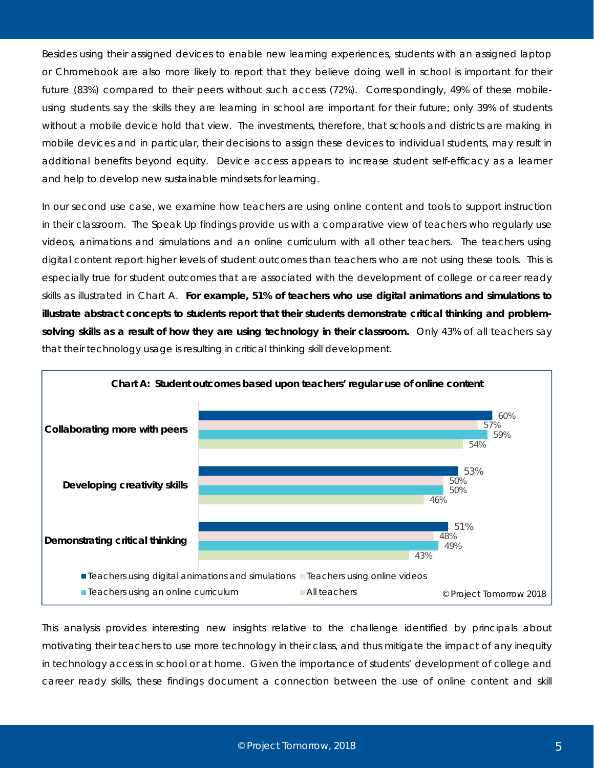Besides using their assigned devices to enable new learning experiences, students with an assigned laptop or Chromebook are also more likely to report that they believe doing well in school is important for their future (83%) compared to their peers without such access (72%). Correspondingly, 49% of these mobile-using students say the skills they are learning in school are important for their future; only 39% of students without a mobile device hold that view. The investments, therefore, that schools and districts are making in mobile devices and in particular, their decisions to assign these devices to individual students, may result in additional benefits beyond equity. Device access appears to increase student self-efficacy as a learner and help to develop new sustainable mindsets for learning.

In our second use case, we examine how teachers are using online content and tools to support instruction in their classroom. The Speak Up findings provide us with a comparative view of teachers who regularly use videos, animations and simulations and an online curriculum with all other teachers. The teachers using digital content report higher levels of student outcomes than teachers who are not using these tools. This is especially true for student outcomes that are associated with the development of college or career ready skills as illustrated in Chart A. **For example, 51% of teachers who use digital animations and simulations to illustrate abstract concepts to students report that their students demonstrate critical thinking and problem-solving skills as a result of how they are using technology in their classroom.** Only 43% of all teachers say that their technology usage is resulting in critical thinking skill development.

**Chart A: Student outcomes based upon teachers' regular use of online content**

Collaborating more with peers
60%
57%
59%
54%

Developing creativity skills
53%
50%
50%
46%

Demonstrating critical thinking
51%
48%
49%
43%

Teachers using digital animations and simulations
Teachers using online videos
Teachers using an online curriculum
All teachers

© Project Tomorrow 2018

This analysis provides interesting new insights relative to the challenge identified by principals about motivating their teachers to use more technology in their class, and thus mitigate the impact of any inequity in technology access in school or at home. Given the importance of students' development of college and career ready skills, these findings document a connection between the use of online content and skill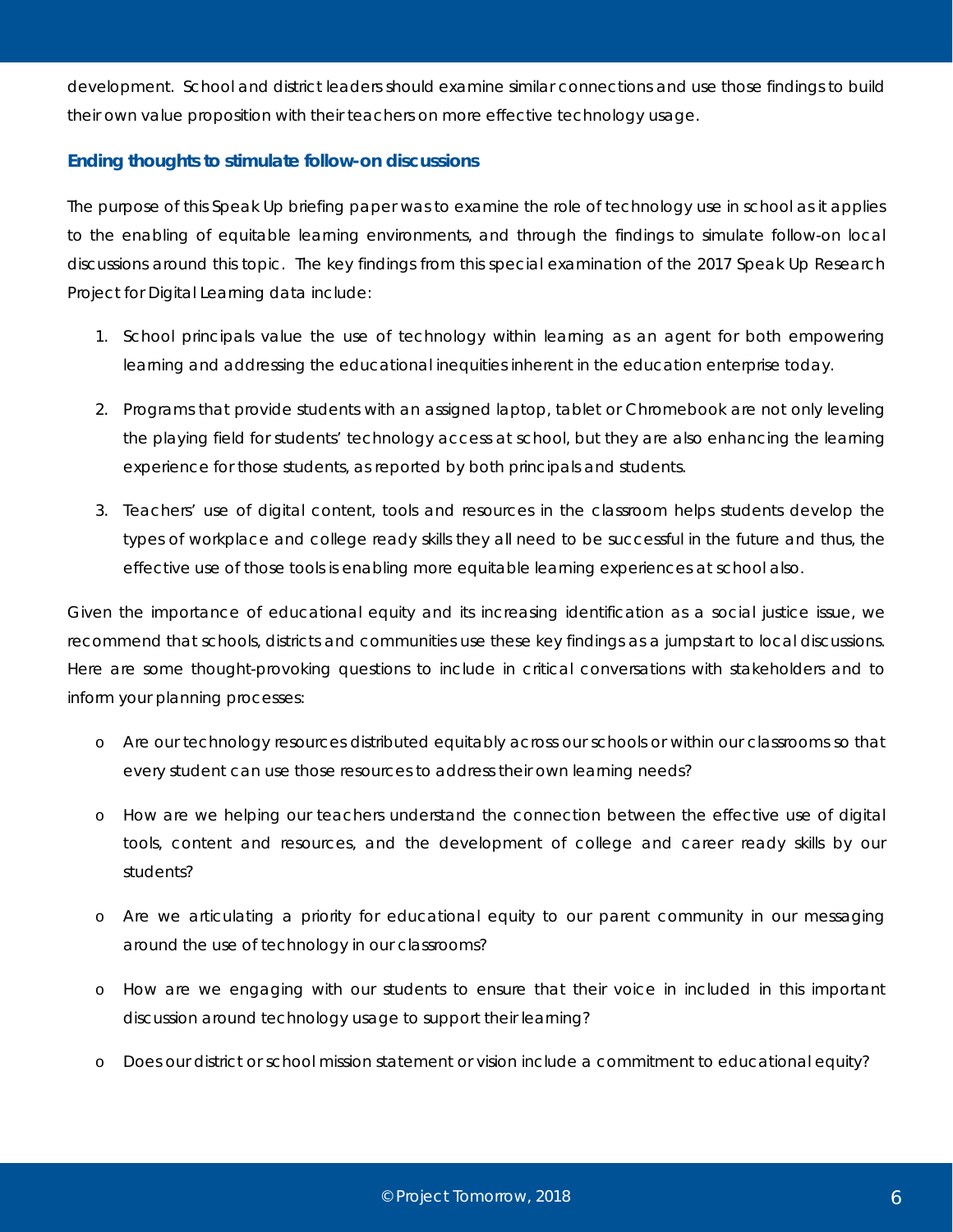development. School and district leaders should examine similar connections and use those findings to build their own value proposition with their teachers on more effective technology usage.

### Ending thoughts to stimulate follow-on discussions

The purpose of this Speak Up briefing paper was to examine the role of technology use in school as it applies to the enabling of equitable learning environments, and through the findings to simulate follow-on local discussions around this topic. The key findings from this special examination of the 2017 Speak Up Research Project for Digital Learning data include:

1. School principals value the use of technology within learning as an agent for both empowering learning and addressing the educational inequities inherent in the education enterprise today.

2. Programs that provide students with an assigned laptop, tablet or Chromebook are not only leveling the playing field for students' technology access at school, but they are also enhancing the learning experience for those students, as reported by both principals and students.

3. Teachers' use of digital content, tools and resources in the classroom helps students develop the types of workplace and college ready skills they all need to be successful in the future and thus, the effective use of those tools is enabling more equitable learning experiences at school also.

Given the importance of educational equity and its increasing identification as a social justice issue, we recommend that schools, districts and communities use these key findings as a jumpstart to local discussions. Here are some thought-provoking questions to include in critical conversations with stakeholders and to inform your planning processes:

- Are our technology resources distributed equitably across our schools or within our classrooms so that every student can use those resources to address their own learning needs?

- How are we helping our teachers understand the connection between the effective use of digital tools, content and resources, and the development of college and career ready skills by our students?

- Are we articulating a priority for educational equity to our parent community in our messaging around the use of technology in our classrooms?

- How are we engaging with our students to ensure that their voice in included in this important discussion around technology usage to support their learning?

- Does our district or school mission statement or vision include a commitment to educational equity?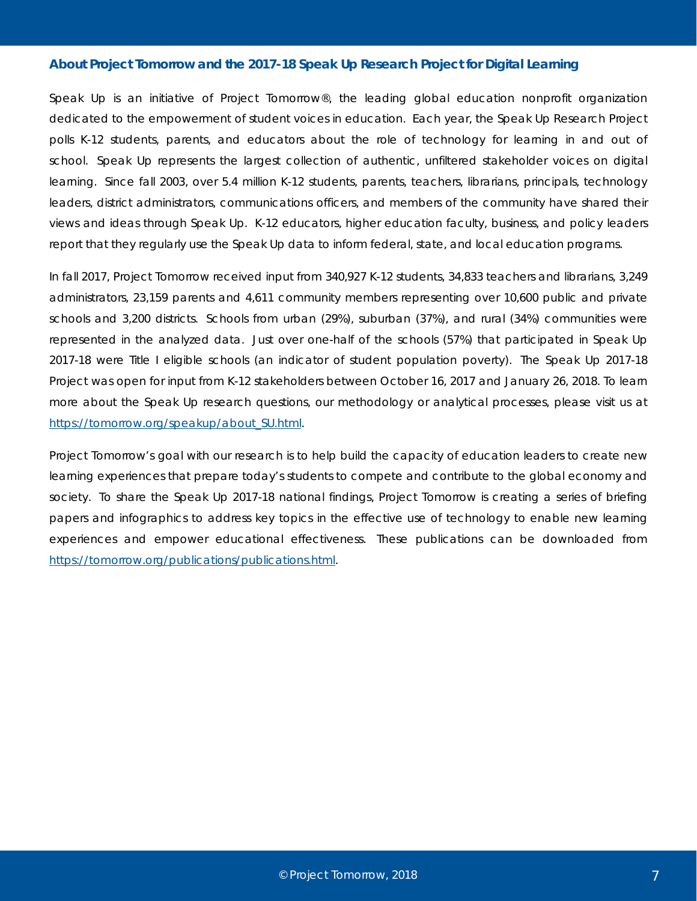## About Project Tomorrow and the 2017-18 Speak Up Research Project for Digital Learning

Speak Up is an initiative of Project Tomorrow®, the leading global education nonprofit organization dedicated to the empowerment of student voices in education. Each year, the Speak Up Research Project polls K-12 students, parents, and educators about the role of technology for learning in and out of school. Speak Up represents the largest collection of authentic, unfiltered stakeholder voices on digital learning. Since fall 2003, over 5.4 million K-12 students, parents, teachers, librarians, principals, technology leaders, district administrators, communications officers, and members of the community have shared their views and ideas through Speak Up. K-12 educators, higher education faculty, business, and policy leaders report that they regularly use the Speak Up data to inform federal, state, and local education programs.

In fall 2017, Project Tomorrow received input from 340,927 K-12 students, 34,833 teachers and librarians, 3,249 administrators, 23,159 parents and 4,611 community members representing over 10,600 public and private schools and 3,200 districts. Schools from urban (29%), suburban (37%), and rural (34%) communities were represented in the analyzed data. Just over one-half of the schools (57%) that participated in Speak Up 2017-18 were Title I eligible schools (an indicator of student population poverty). The Speak Up 2017-18 Project was open for input from K-12 stakeholders between October 16, 2017 and January 26, 2018. To learn more about the Speak Up research questions, our methodology or analytical processes, please visit us at [https://tomorrow.org/speakup/about_SU.html](https://tomorrow.org/speakup/about_SU.html).

Project Tomorrow's goal with our research is to help build the capacity of education leaders to create new learning experiences that prepare today's students to compete and contribute to the global economy and society. To share the Speak Up 2017-18 national findings, Project Tomorrow is creating a series of briefing papers and infographics to address key topics in the effective use of technology to enable new learning experiences and empower educational effectiveness. These publications can be downloaded from [https://tomorrow.org/publications/publications.html](https://tomorrow.org/publications/publications.html).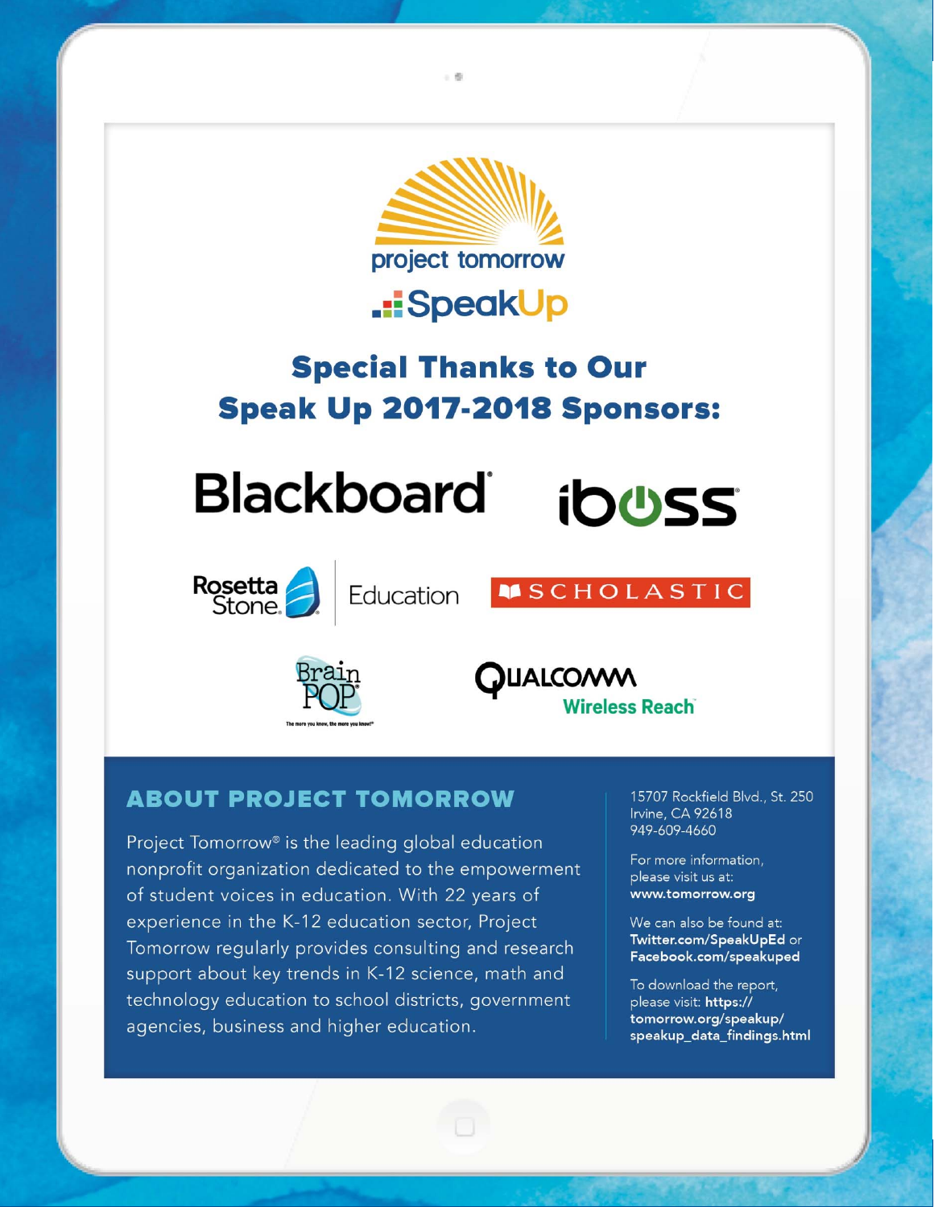project tomorrow

SpeakUp

## Special Thanks to Our Speak Up 2017-2018 Sponsors:

Blackboard

iboss

Rosetta Stone Education

SCHOLASTIC

BrainPOP

The more you know, the more you know!

QUALCOMM Wireless Reach

## ABOUT PROJECT TOMORROW

Project Tomorrow® is the leading global education nonprofit organization dedicated to the empowerment of student voices in education. With 22 years of experience in the K-12 education sector, Project Tomorrow regularly provides consulting and research support about key trends in K-12 science, math and technology education to school districts, government agencies, business and higher education.

15707 Rockfield Blvd., St. 250
Irvine, CA 92618
949-609-4660

For more information, please visit us at:
**www.tomorrow.org**

We can also be found at:
**Twitter.com/SpeakUpEd** or **Facebook.com/speakuped**

To download the report, please visit: **https://tomorrow.org/speakup/speakup_data_findings.html**